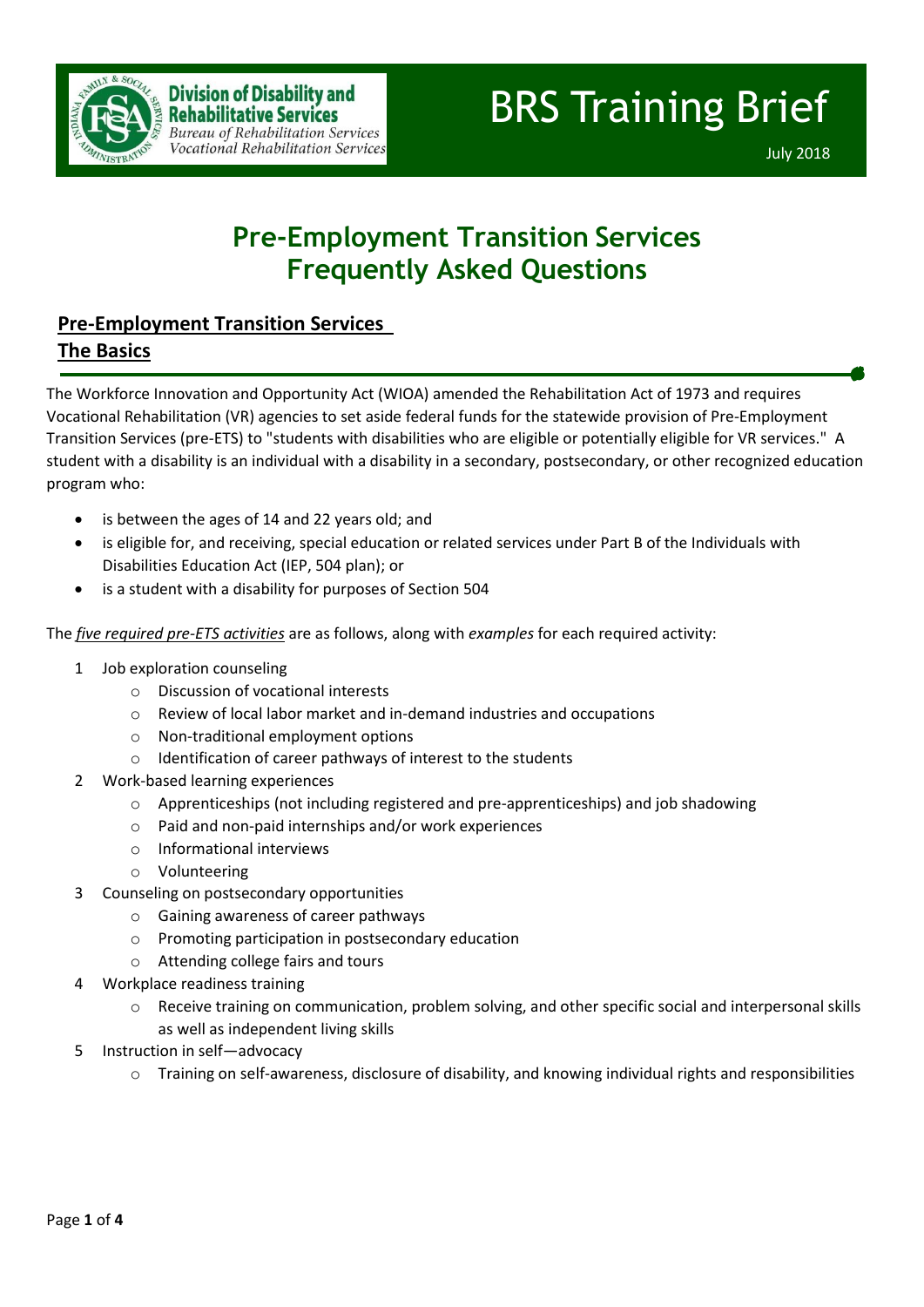Division of Disability and Rehabilitative Services
*Bureau of Rehabilitation Services*
*Vocational Rehabilitation Services*

# BRS Training Brief

July 2018

# Pre-Employment Transition Services Frequently Asked Questions

## Pre-Employment Transition Services The Basics

The Workforce Innovation and Opportunity Act (WIOA) amended the Rehabilitation Act of 1973 and requires Vocational Rehabilitation (VR) agencies to set aside federal funds for the statewide provision of Pre-Employment Transition Services (pre-ETS) to "students with disabilities who are eligible or potentially eligible for VR services." A student with a disability is an individual with a disability in a secondary, postsecondary, or other recognized education program who:

- is between the ages of 14 and 22 years old; and
- is eligible for, and receiving, special education or related services under Part B of the Individuals with Disabilities Education Act (IEP, 504 plan); or
- is a student with a disability for purposes of Section 504

The ***five required pre-ETS activities*** are as follows, along with *examples* for each required activity:

1. Job exploration counseling
   - Discussion of vocational interests
   - Review of local labor market and in-demand industries and occupations
   - Non-traditional employment options
   - Identification of career pathways of interest to the students
2. Work-based learning experiences
   - Apprenticeships (not including registered and pre-apprenticeships) and job shadowing
   - Paid and non-paid internships and/or work experiences
   - Informational interviews
   - Volunteering
3. Counseling on postsecondary opportunities
   - Gaining awareness of career pathways
   - Promoting participation in postsecondary education
   - Attending college fairs and tours
4. Workplace readiness training
   - Receive training on communication, problem solving, and other specific social and interpersonal skills as well as independent living skills
5. Instruction in self—advocacy
   - Training on self-awareness, disclosure of disability, and knowing individual rights and responsibilities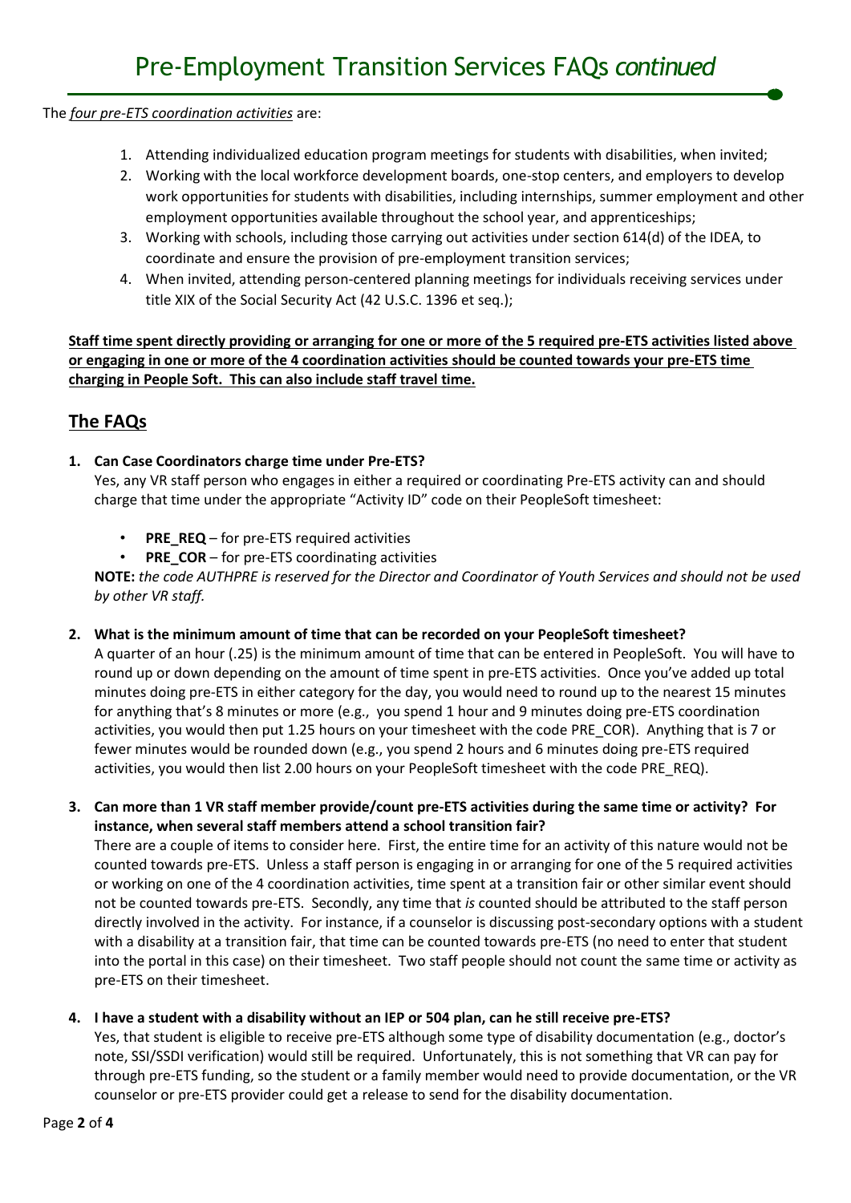The *four pre-ETS coordination activities* are:

1. Attending individualized education program meetings for students with disabilities, when invited;
2. Working with the local workforce development boards, one-stop centers, and employers to develop work opportunities for students with disabilities, including internships, summer employment and other employment opportunities available throughout the school year, and apprenticeships;
3. Working with schools, including those carrying out activities under section 614(d) of the IDEA, to coordinate and ensure the provision of pre-employment transition services;
4. When invited, attending person-centered planning meetings for individuals receiving services under title XIX of the Social Security Act (42 U.S.C. 1396 et seq.);

**Staff time spent directly providing or arranging for one or more of the 5 required pre-ETS activities listed above or engaging in one or more of the 4 coordination activities should be counted towards your pre-ETS time charging in People Soft. This can also include staff travel time.**

## The FAQs

1. **Can Case Coordinators charge time under Pre-ETS?**

   Yes, any VR staff person who engages in either a required or coordinating Pre-ETS activity can and should charge that time under the appropriate "Activity ID" code on their PeopleSoft timesheet:

   - **PRE_REQ** – for pre-ETS required activities
   - **PRE_COR** – for pre-ETS coordinating activities

   **NOTE:** *the code AUTHPRE is reserved for the Director and Coordinator of Youth Services and should not be used by other VR staff.*

2. **What is the minimum amount of time that can be recorded on your PeopleSoft timesheet?**

   A quarter of an hour (.25) is the minimum amount of time that can be entered in PeopleSoft. You will have to round up or down depending on the amount of time spent in pre-ETS activities. Once you've added up total minutes doing pre-ETS in either category for the day, you would need to round up to the nearest 15 minutes for anything that's 8 minutes or more (e.g., you spend 1 hour and 9 minutes doing pre-ETS coordination activities, you would then put 1.25 hours on your timesheet with the code PRE_COR). Anything that is 7 or fewer minutes would be rounded down (e.g., you spend 2 hours and 6 minutes doing pre-ETS required activities, you would then list 2.00 hours on your PeopleSoft timesheet with the code PRE_REQ).

3. **Can more than 1 VR staff member provide/count pre-ETS activities during the same time or activity? For instance, when several staff members attend a school transition fair?**

   There are a couple of items to consider here. First, the entire time for an activity of this nature would not be counted towards pre-ETS. Unless a staff person is engaging in or arranging for one of the 5 required activities or working on one of the 4 coordination activities, time spent at a transition fair or other similar event should not be counted towards pre-ETS. Secondly, any time that *is* counted should be attributed to the staff person directly involved in the activity. For instance, if a counselor is discussing post-secondary options with a student with a disability at a transition fair, that time can be counted towards pre-ETS (no need to enter that student into the portal in this case) on their timesheet. Two staff people should not count the same time or activity as pre-ETS on their timesheet.

4. **I have a student with a disability without an IEP or 504 plan, can he still receive pre-ETS?**

   Yes, that student is eligible to receive pre-ETS although some type of disability documentation (e.g., doctor's note, SSI/SSDI verification) would still be required. Unfortunately, this is not something that VR can pay for through pre-ETS funding, so the student or a family member would need to provide documentation, or the VR counselor or pre-ETS provider could get a release to send for the disability documentation.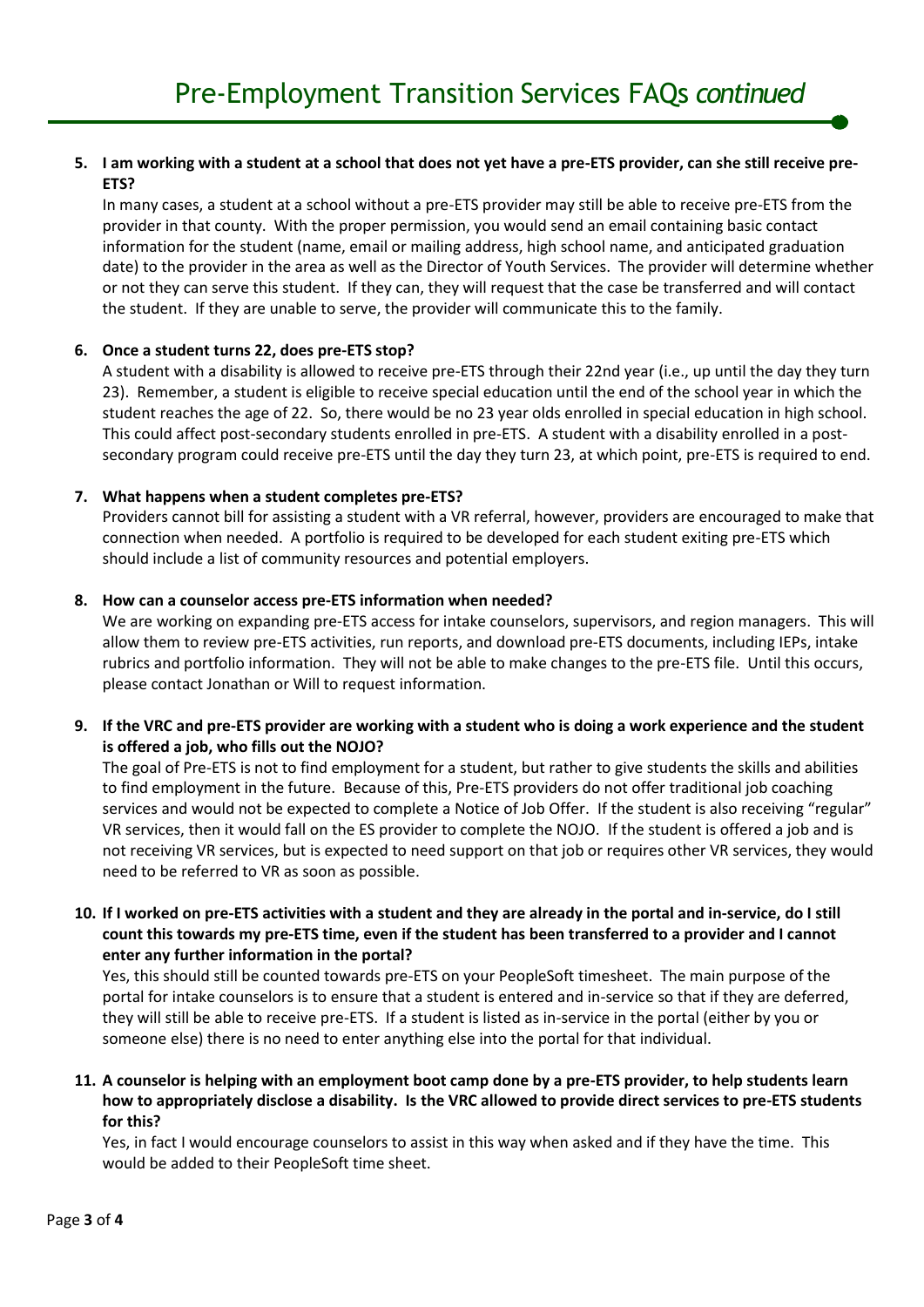# Pre-Employment Transition Services FAQs *continued*

5. **I am working with a student at a school that does not yet have a pre-ETS provider, can she still receive pre-ETS?**

   In many cases, a student at a school without a pre-ETS provider may still be able to receive pre-ETS from the provider in that county. With the proper permission, you would send an email containing basic contact information for the student (name, email or mailing address, high school name, and anticipated graduation date) to the provider in the area as well as the Director of Youth Services. The provider will determine whether or not they can serve this student. If they can, they will request that the case be transferred and will contact the student. If they are unable to serve, the provider will communicate this to the family.

6. **Once a student turns 22, does pre-ETS stop?**

   A student with a disability is allowed to receive pre-ETS through their 22nd year (i.e., up until the day they turn 23). Remember, a student is eligible to receive special education until the end of the school year in which the student reaches the age of 22. So, there would be no 23 year olds enrolled in special education in high school. This could affect post-secondary students enrolled in pre-ETS. A student with a disability enrolled in a post-secondary program could receive pre-ETS until the day they turn 23, at which point, pre-ETS is required to end.

7. **What happens when a student completes pre-ETS?**

   Providers cannot bill for assisting a student with a VR referral, however, providers are encouraged to make that connection when needed. A portfolio is required to be developed for each student exiting pre-ETS which should include a list of community resources and potential employers.

8. **How can a counselor access pre-ETS information when needed?**

   We are working on expanding pre-ETS access for intake counselors, supervisors, and region managers. This will allow them to review pre-ETS activities, run reports, and download pre-ETS documents, including IEPs, intake rubrics and portfolio information. They will not be able to make changes to the pre-ETS file. Until this occurs, please contact Jonathan or Will to request information.

9. **If the VRC and pre-ETS provider are working with a student who is doing a work experience and the student is offered a job, who fills out the NOJO?**

   The goal of Pre-ETS is not to find employment for a student, but rather to give students the skills and abilities to find employment in the future. Because of this, Pre-ETS providers do not offer traditional job coaching services and would not be expected to complete a Notice of Job Offer. If the student is also receiving "regular" VR services, then it would fall on the ES provider to complete the NOJO. If the student is offered a job and is not receiving VR services, but is expected to need support on that job or requires other VR services, they would need to be referred to VR as soon as possible.

10. **If I worked on pre-ETS activities with a student and they are already in the portal and in-service, do I still count this towards my pre-ETS time, even if the student has been transferred to a provider and I cannot enter any further information in the portal?**

    Yes, this should still be counted towards pre-ETS on your PeopleSoft timesheet. The main purpose of the portal for intake counselors is to ensure that a student is entered and in-service so that if they are deferred, they will still be able to receive pre-ETS. If a student is listed as in-service in the portal (either by you or someone else) there is no need to enter anything else into the portal for that individual.

11. **A counselor is helping with an employment boot camp done by a pre-ETS provider, to help students learn how to appropriately disclose a disability. Is the VRC allowed to provide direct services to pre-ETS students for this?**

    Yes, in fact I would encourage counselors to assist in this way when asked and if they have the time. This would be added to their PeopleSoft time sheet.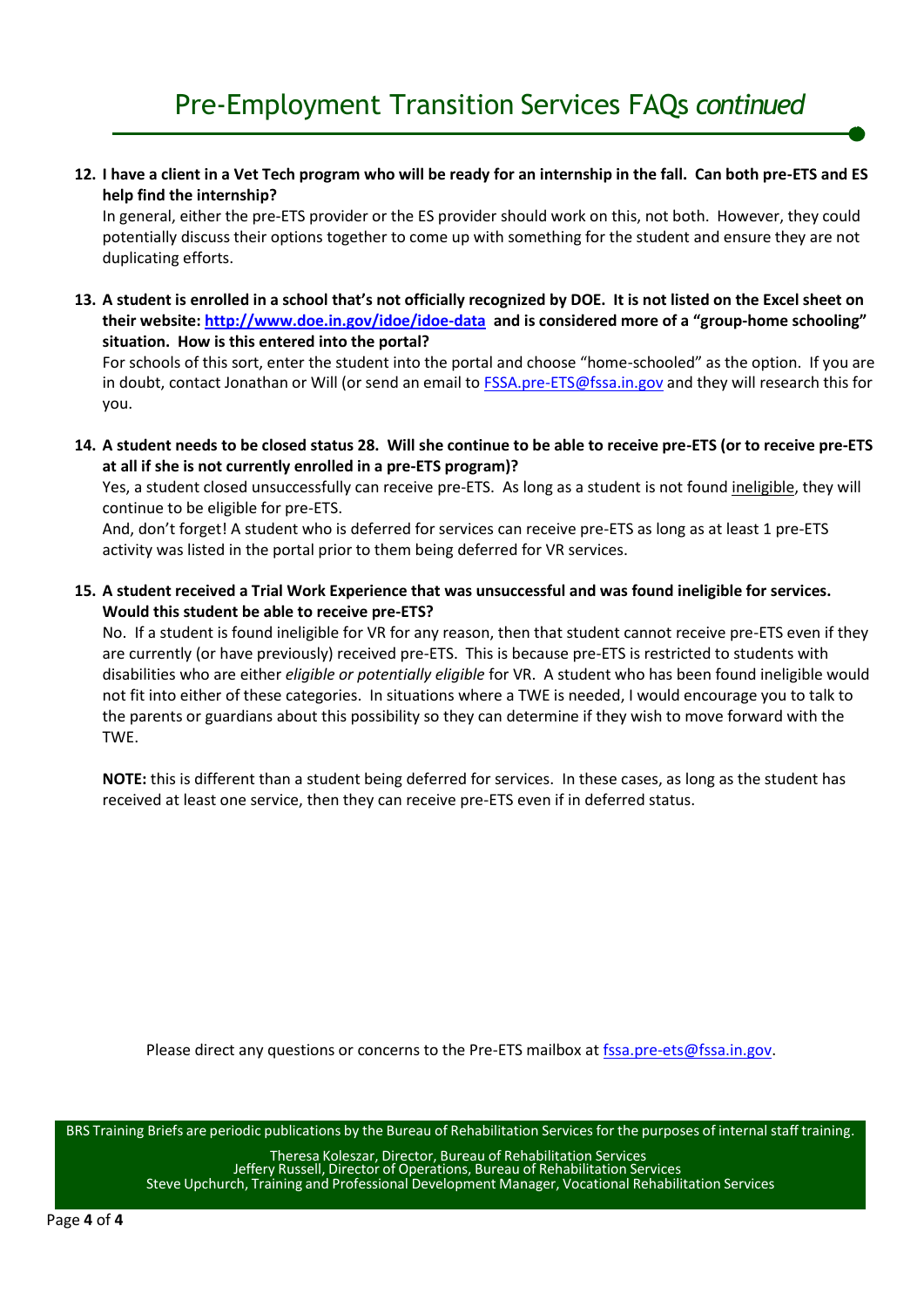# Pre-Employment Transition Services FAQs *continued*

**12. I have a client in a Vet Tech program who will be ready for an internship in the fall. Can both pre-ETS and ES help find the internship?**

In general, either the pre-ETS provider or the ES provider should work on this, not both. However, they could potentially discuss their options together to come up with something for the student and ensure they are not duplicating efforts.

**13. A student is enrolled in a school that's not officially recognized by DOE. It is not listed on the Excel sheet on their website: [http://www.doe.in.gov/idoe/idoe-data](http://www.doe.in.gov/idoe/idoe-data) and is considered more of a "group-home schooling" situation. How is this entered into the portal?**

For schools of this sort, enter the student into the portal and choose "home-schooled" as the option. If you are in doubt, contact Jonathan or Will (or send an email to [FSSA.pre-ETS@fssa.in.gov](mailto:FSSA.pre-ETS@fssa.in.gov) and they will research this for you.

**14. A student needs to be closed status 28. Will she continue to be able to receive pre-ETS (or to receive pre-ETS at all if she is not currently enrolled in a pre-ETS program)?**

Yes, a student closed unsuccessfully can receive pre-ETS. As long as a student is not found <u>ineligible</u>, they will continue to be eligible for pre-ETS.

And, don't forget! A student who is deferred for services can receive pre-ETS as long as at least 1 pre-ETS activity was listed in the portal prior to them being deferred for VR services.

**15. A student received a Trial Work Experience that was unsuccessful and was found ineligible for services. Would this student be able to receive pre-ETS?**

No. If a student is found ineligible for VR for any reason, then that student cannot receive pre-ETS even if they are currently (or have previously) received pre-ETS. This is because pre-ETS is restricted to students with disabilities who are either *eligible or potentially eligible* for VR. A student who has been found ineligible would not fit into either of these categories. In situations where a TWE is needed, I would encourage you to talk to the parents or guardians about this possibility so they can determine if they wish to move forward with the TWE.

**NOTE:** this is different than a student being deferred for services. In these cases, as long as the student has received at least one service, then they can receive pre-ETS even if in deferred status.

Please direct any questions or concerns to the Pre-ETS mailbox at [fssa.pre-ets@fssa.in.gov](mailto:fssa.pre-ets@fssa.in.gov).

BRS Training Briefs are periodic publications by the Bureau of Rehabilitation Services for the purposes of internal staff training.

Theresa Koleszar, Director, Bureau of Rehabilitation Services
Jeffery Russell, Director of Operations, Bureau of Rehabilitation Services
Steve Upchurch, Training and Professional Development Manager, Vocational Rehabilitation Services